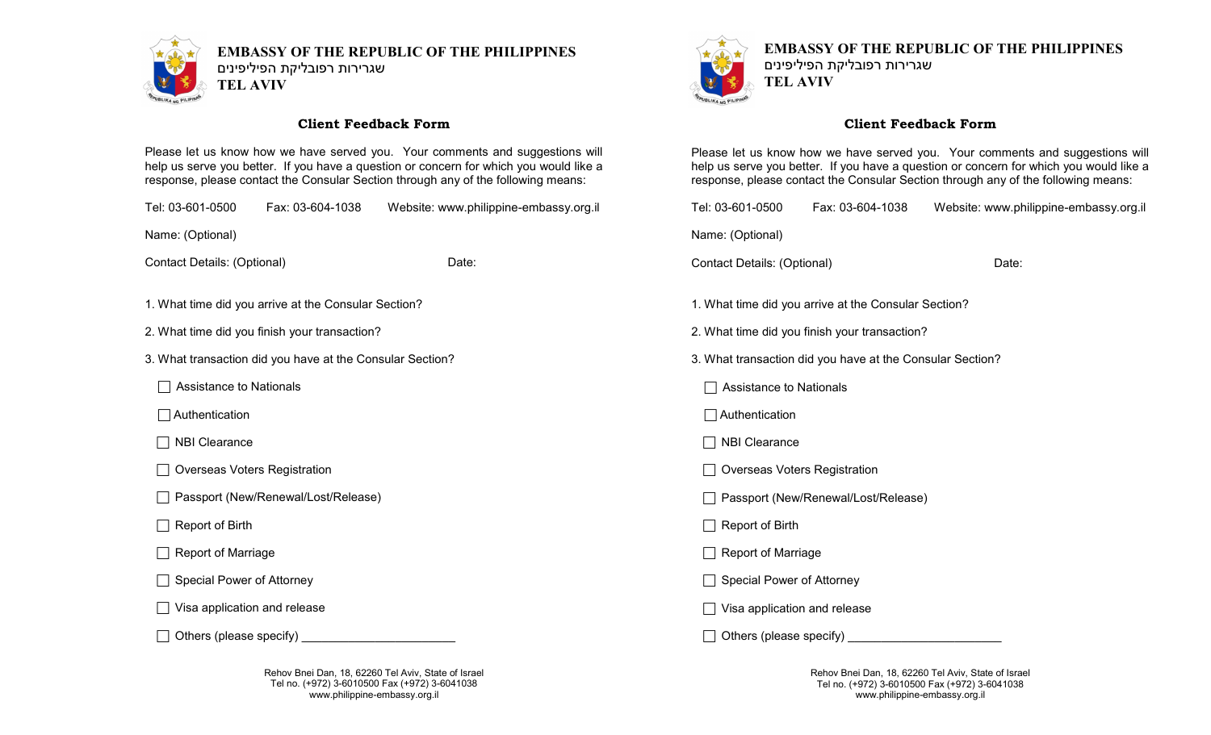**EMBASSY OF THE REPUBLIC OF THE PHILIPPINES**
שגרירות רפובליקת הפיליפינים
**TEL AVIV**

## Client Feedback Form

Please let us know how we have served you. Your comments and suggestions will help us serve you better. If you have a question or concern for which you would like a response, please contact the Consular Section through any of the following means:

Tel: 03-601-0500 Fax: 03-604-1038 Website: www.philippine-embassy.org.il

Name: (Optional)

Contact Details: (Optional) Date:

1. What time did you arrive at the Consular Section?

2. What time did you finish your transaction?

3. What transaction did you have at the Consular Section?

- ☐ Assistance to Nationals
- ☐ Authentication
- ☐ NBI Clearance
- ☐ Overseas Voters Registration
- ☐ Passport (New/Renewal/Lost/Release)
- ☐ Report of Birth
- ☐ Report of Marriage
- ☐ Special Power of Attorney
- ☐ Visa application and release
- ☐ Others (please specify) ______________________

Rehov Bnei Dan, 18, 62260 Tel Aviv, State of Israel
Tel no. (+972) 3-6010500 Fax (+972) 3-6041038
www.philippine-embassy.org.il

**EMBASSY OF THE REPUBLIC OF THE PHILIPPINES**
שגרירות רפובליקת הפיליפינים
**TEL AVIV**

## Client Feedback Form

Please let us know how we have served you. Your comments and suggestions will help us serve you better. If you have a question or concern for which you would like a response, please contact the Consular Section through any of the following means:

Tel: 03-601-0500 Fax: 03-604-1038 Website: www.philippine-embassy.org.il

Name: (Optional)

Contact Details: (Optional) Date:

1. What time did you arrive at the Consular Section?

2. What time did you finish your transaction?

3. What transaction did you have at the Consular Section?

- ☐ Assistance to Nationals
- ☐ Authentication
- ☐ NBI Clearance
- ☐ Overseas Voters Registration
- ☐ Passport (New/Renewal/Lost/Release)
- ☐ Report of Birth
- ☐ Report of Marriage
- ☐ Special Power of Attorney
- ☐ Visa application and release
- ☐ Others (please specify) ______________________

Rehov Bnei Dan, 18, 62260 Tel Aviv, State of Israel
Tel no. (+972) 3-6010500 Fax (+972) 3-6041038
www.philippine-embassy.org.il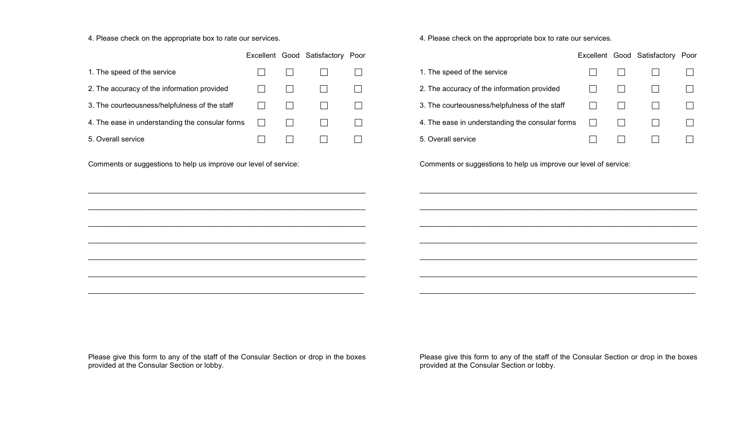4. Please check on the appropriate box to rate our services.

| | Excellent | Good | Satisfactory | Poor |
|---|---|---|---|---|
| 1. The speed of the service | ☐ | ☐ | ☐ | ☐ |
| 2. The accuracy of the information provided | ☐ | ☐ | ☐ | ☐ |
| 3. The courteousness/helpfulness of the staff | ☐ | ☐ | ☐ | ☐ |
| 4. The ease in understanding the consular forms | ☐ | ☐ | ☐ | ☐ |
| 5. Overall service | ☐ | ☐ | ☐ | ☐ |

Comments or suggestions to help us improve our level of service:

_______________________________________________________________

_______________________________________________________________

_______________________________________________________________

_______________________________________________________________

_______________________________________________________________

_______________________________________________________________

_______________________________________________________________

Please give this form to any of the staff of the Consular Section or drop in the boxes provided at the Consular Section or lobby.

4. Please check on the appropriate box to rate our services.

| | Excellent | Good | Satisfactory | Poor |
|---|---|---|---|---|
| 1. The speed of the service | ☐ | ☐ | ☐ | ☐ |
| 2. The accuracy of the information provided | ☐ | ☐ | ☐ | ☐ |
| 3. The courteousness/helpfulness of the staff | ☐ | ☐ | ☐ | ☐ |
| 4. The ease in understanding the consular forms | ☐ | ☐ | ☐ | ☐ |
| 5. Overall service | ☐ | ☐ | ☐ | ☐ |

Comments or suggestions to help us improve our level of service:

_______________________________________________________________

_______________________________________________________________

_______________________________________________________________

_______________________________________________________________

_______________________________________________________________

_______________________________________________________________

_______________________________________________________________

Please give this form to any of the staff of the Consular Section or drop in the boxes provided at the Consular Section or lobby.